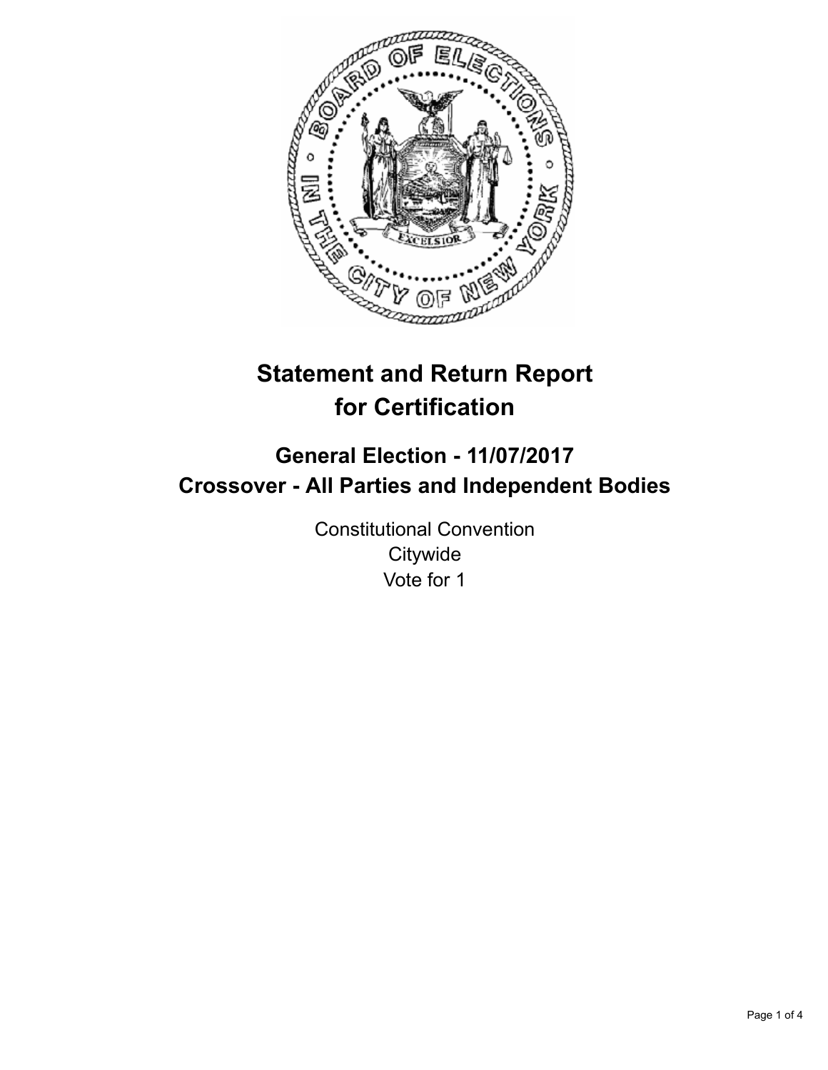# Statement and Return Report for Certification

## General Election - 11/07/2017
## Crossover - All Parties and Independent Bodies

Constitutional Convention
Citywide
Vote for 1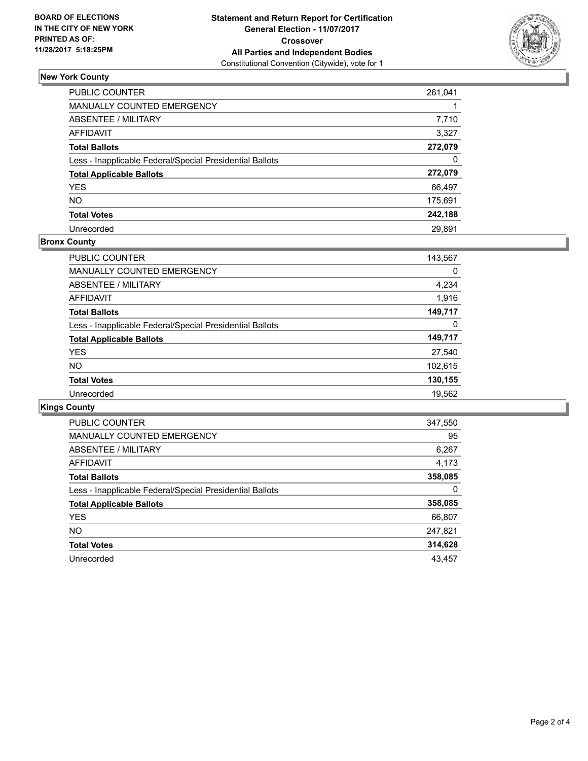**BOARD OF ELECTIONS**
**IN THE CITY OF NEW YORK**
**PRINTED AS OF:**
**11/28/2017 5:18:25PM**

**Statement and Return Report for Certification**
**General Election - 11/07/2017**
**Crossover**
**All Parties and Independent Bodies**
Constitutional Convention (Citywide), vote for 1

## New York County

| | |
|---|---|
| PUBLIC COUNTER | 261,041 |
| MANUALLY COUNTED EMERGENCY | 1 |
| ABSENTEE / MILITARY | 7,710 |
| AFFIDAVIT | 3,327 |
| **Total Ballots** | **272,079** |
| Less - Inapplicable Federal/Special Presidential Ballots | 0 |
| **Total Applicable Ballots** | **272,079** |
| YES | 66,497 |
| NO | 175,691 |
| **Total Votes** | **242,188** |
| Unrecorded | 29,891 |

## Bronx County

| | |
|---|---|
| PUBLIC COUNTER | 143,567 |
| MANUALLY COUNTED EMERGENCY | 0 |
| ABSENTEE / MILITARY | 4,234 |
| AFFIDAVIT | 1,916 |
| **Total Ballots** | **149,717** |
| Less - Inapplicable Federal/Special Presidential Ballots | 0 |
| **Total Applicable Ballots** | **149,717** |
| YES | 27,540 |
| NO | 102,615 |
| **Total Votes** | **130,155** |
| Unrecorded | 19,562 |

## Kings County

| | |
|---|---|
| PUBLIC COUNTER | 347,550 |
| MANUALLY COUNTED EMERGENCY | 95 |
| ABSENTEE / MILITARY | 6,267 |
| AFFIDAVIT | 4,173 |
| **Total Ballots** | **358,085** |
| Less - Inapplicable Federal/Special Presidential Ballots | 0 |
| **Total Applicable Ballots** | **358,085** |
| YES | 66,807 |
| NO | 247,821 |
| **Total Votes** | **314,628** |
| Unrecorded | 43,457 |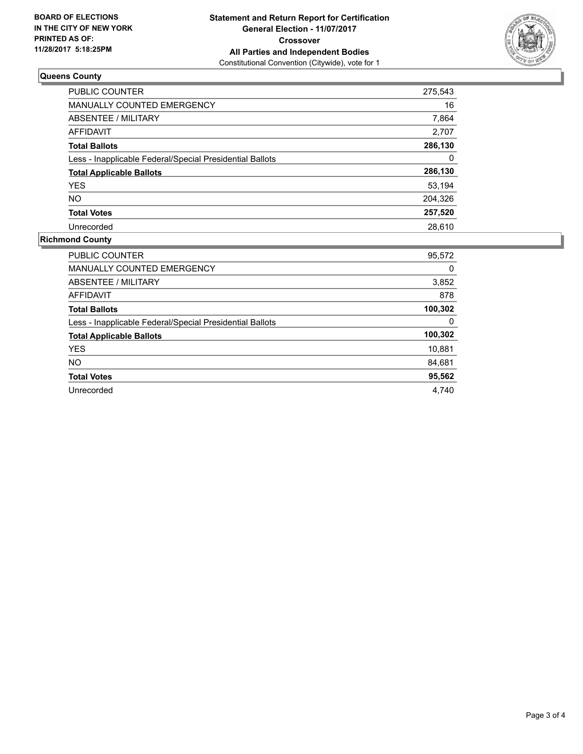BOARD OF ELECTIONS
IN THE CITY OF NEW YORK
PRINTED AS OF:
11/28/2017 5:18:25PM

**Statement and Return Report for Certification**
**General Election - 11/07/2017**
**Crossover**
**All Parties and Independent Bodies**
Constitutional Convention (Citywide), vote for 1

### Queens County

| | |
|---|---|
| PUBLIC COUNTER | 275,543 |
| MANUALLY COUNTED EMERGENCY | 16 |
| ABSENTEE / MILITARY | 7,864 |
| AFFIDAVIT | 2,707 |
| **Total Ballots** | **286,130** |
| Less - Inapplicable Federal/Special Presidential Ballots | 0 |
| **Total Applicable Ballots** | **286,130** |
| YES | 53,194 |
| NO | 204,326 |
| **Total Votes** | **257,520** |
| Unrecorded | 28,610 |

### Richmond County

| | |
|---|---|
| PUBLIC COUNTER | 95,572 |
| MANUALLY COUNTED EMERGENCY | 0 |
| ABSENTEE / MILITARY | 3,852 |
| AFFIDAVIT | 878 |
| **Total Ballots** | **100,302** |
| Less - Inapplicable Federal/Special Presidential Ballots | 0 |
| **Total Applicable Ballots** | **100,302** |
| YES | 10,881 |
| NO | 84,681 |
| **Total Votes** | **95,562** |
| Unrecorded | 4,740 |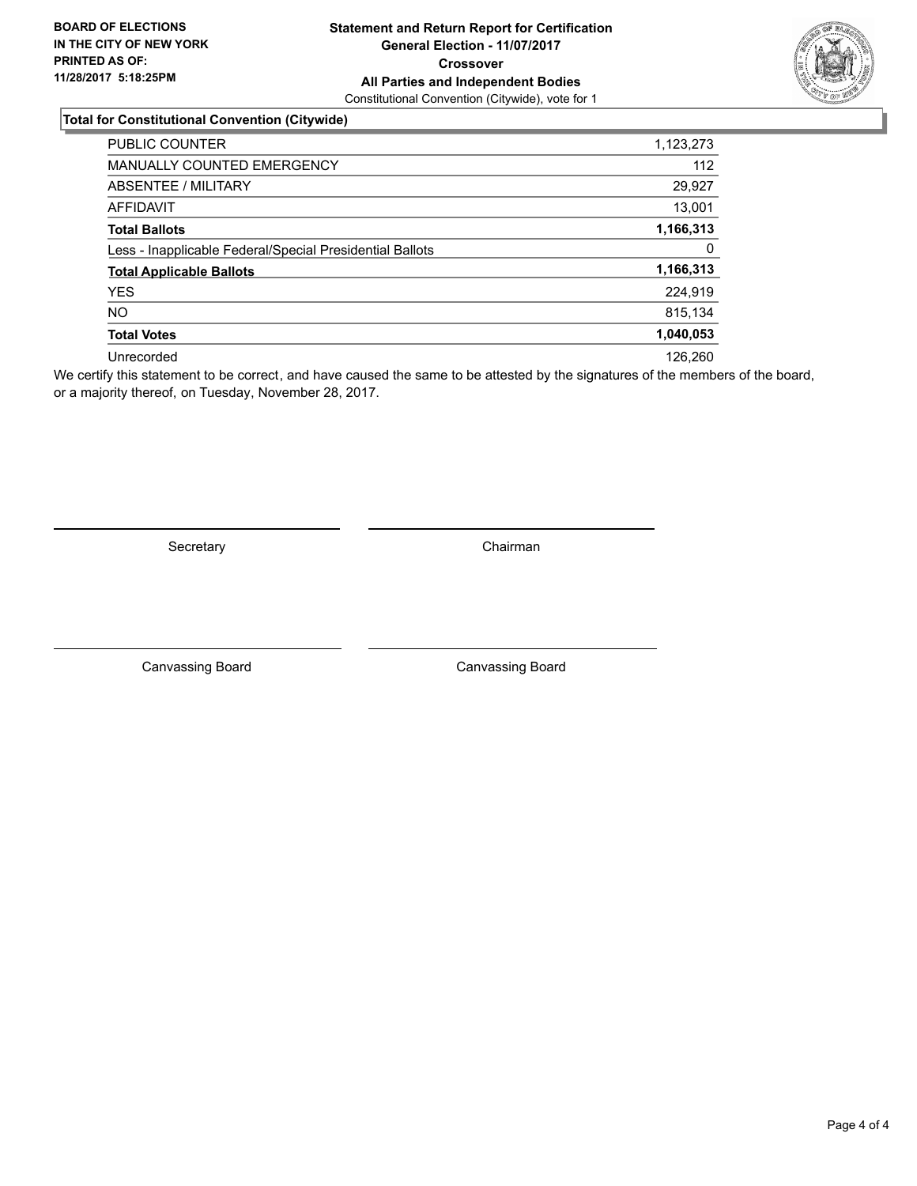**BOARD OF ELECTIONS**
**IN THE CITY OF NEW YORK**
**PRINTED AS OF:**
**11/28/2017 5:18:25PM**

**Statement and Return Report for Certification**
**General Election - 11/07/2017**
**Crossover**
**All Parties and Independent Bodies**
Constitutional Convention (Citywide), vote for 1

### Total for Constitutional Convention (Citywide)

| | |
|---|---|
| PUBLIC COUNTER | 1,123,273 |
| MANUALLY COUNTED EMERGENCY | 112 |
| ABSENTEE / MILITARY | 29,927 |
| AFFIDAVIT | 13,001 |
| **Total Ballots** | **1,166,313** |
| Less - Inapplicable Federal/Special Presidential Ballots | 0 |
| **Total Applicable Ballots** | **1,166,313** |
| YES | 224,919 |
| NO | 815,134 |
| **Total Votes** | **1,040,053** |
| Unrecorded | 126,260 |

We certify this statement to be correct, and have caused the same to be attested by the signatures of the members of the board, or a majority thereof, on Tuesday, November 28, 2017.

Secretary

Chairman

Canvassing Board

Canvassing Board